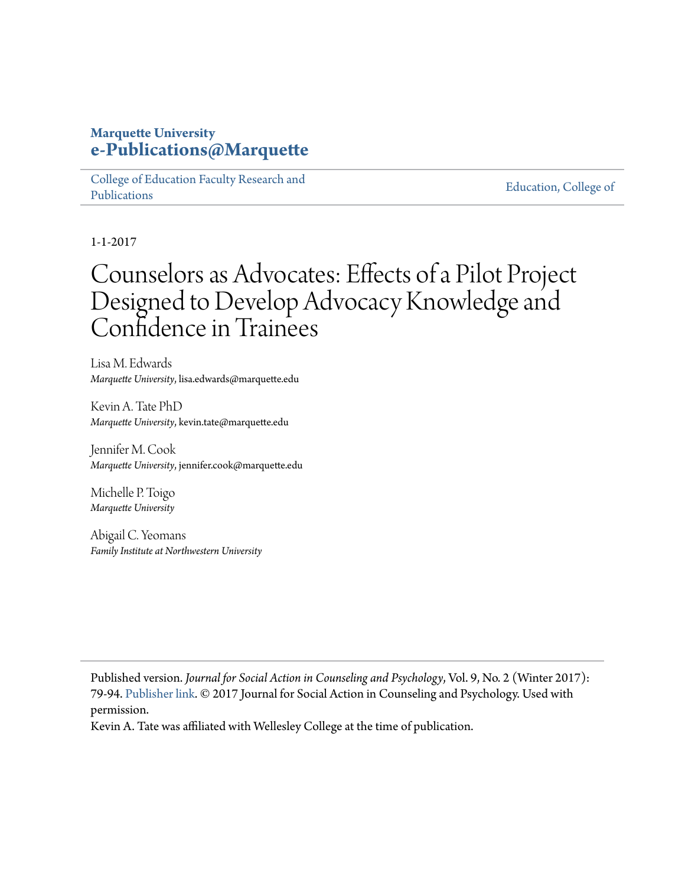**Marquette University**
**e-Publications@Marquette**

College of Education Faculty Research and Publications | Education, College of

1-1-2017

# Counselors as Advocates: Effects of a Pilot Project Designed to Develop Advocacy Knowledge and Confidence in Trainees

Lisa M. Edwards
*Marquette University*, lisa.edwards@marquette.edu

Kevin A. Tate PhD
*Marquette University*, kevin.tate@marquette.edu

Jennifer M. Cook
*Marquette University*, jennifer.cook@marquette.edu

Michelle P. Toigo
*Marquette University*

Abigail C. Yeomans
*Family Institute at Northwestern University*

---

Published version. *Journal for Social Action in Counseling and Psychology*, Vol. 9, No. 2 (Winter 2017): 79-94. Publisher link. © 2017 Journal for Social Action in Counseling and Psychology. Used with permission.

Kevin A. Tate was affiliated with Wellesley College at the time of publication.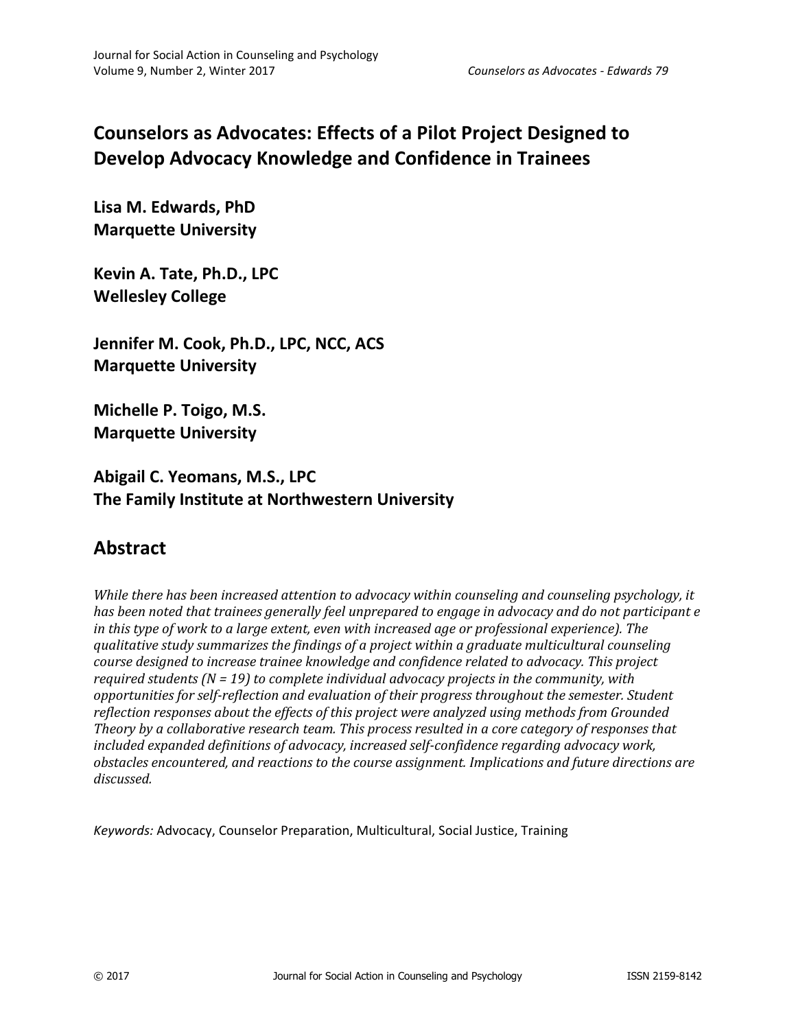# Counselors as Advocates: Effects of a Pilot Project Designed to Develop Advocacy Knowledge and Confidence in Trainees

**Lisa M. Edwards, PhD**
**Marquette University**

**Kevin A. Tate, Ph.D., LPC**
**Wellesley College**

**Jennifer M. Cook, Ph.D., LPC, NCC, ACS**
**Marquette University**

**Michelle P. Toigo, M.S.**
**Marquette University**

**Abigail C. Yeomans, M.S., LPC**
**The Family Institute at Northwestern University**

## Abstract

*While there has been increased attention to advocacy within counseling and counseling psychology, it has been noted that trainees generally feel unprepared to engage in advocacy and do not participant e in this type of work to a large extent, even with increased age or professional experience). The qualitative study summarizes the findings of a project within a graduate multicultural counseling course designed to increase trainee knowledge and confidence related to advocacy. This project required students (N = 19) to complete individual advocacy projects in the community, with opportunities for self-reflection and evaluation of their progress throughout the semester. Student reflection responses about the effects of this project were analyzed using methods from Grounded Theory by a collaborative research team. This process resulted in a core category of responses that included expanded definitions of advocacy, increased self-confidence regarding advocacy work, obstacles encountered, and reactions to the course assignment. Implications and future directions are discussed.*

*Keywords:* Advocacy, Counselor Preparation, Multicultural, Social Justice, Training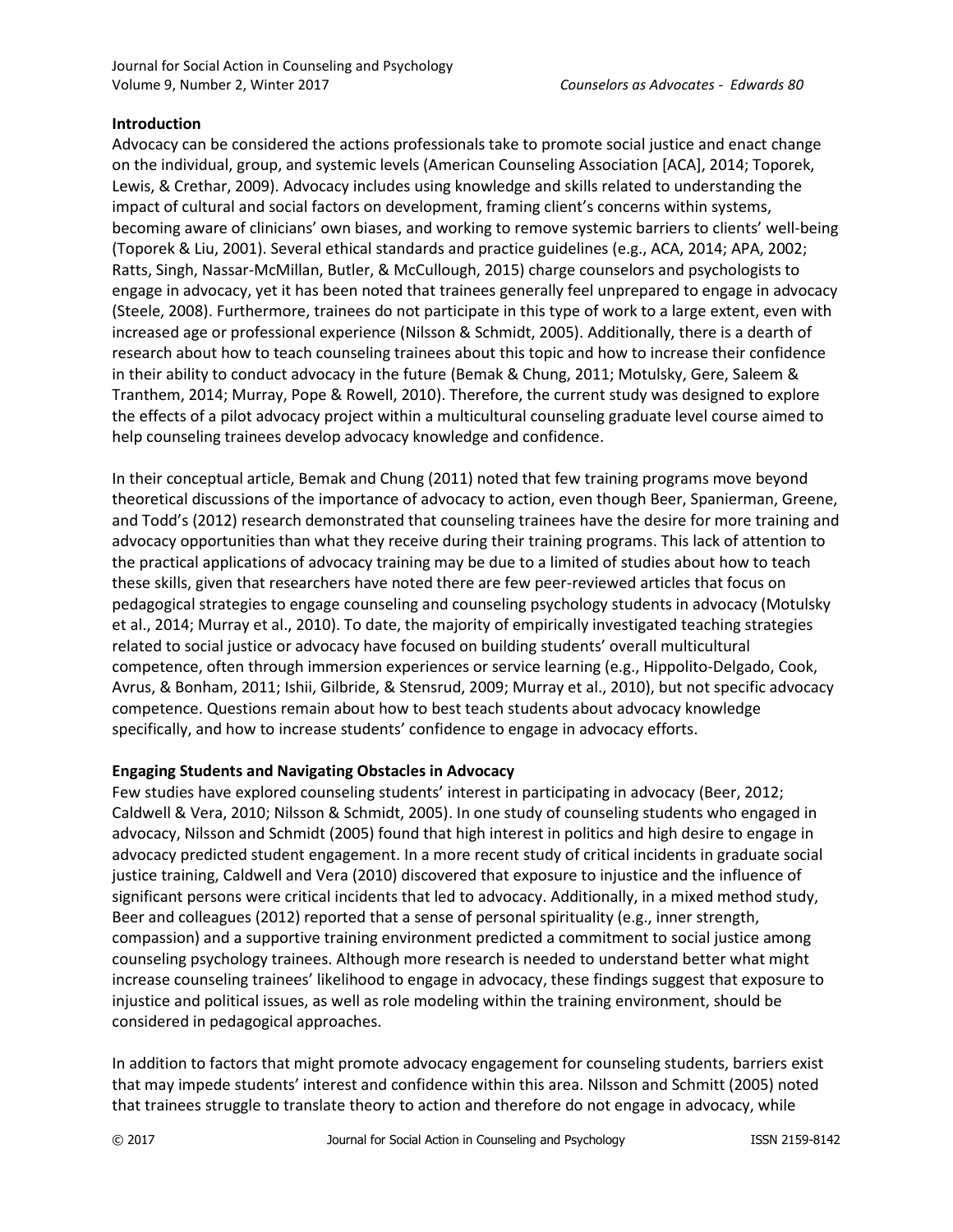## Introduction

Advocacy can be considered the actions professionals take to promote social justice and enact change on the individual, group, and systemic levels (American Counseling Association [ACA], 2014; Toporek, Lewis, & Crethar, 2009). Advocacy includes using knowledge and skills related to understanding the impact of cultural and social factors on development, framing client's concerns within systems, becoming aware of clinicians' own biases, and working to remove systemic barriers to clients' well-being (Toporek & Liu, 2001). Several ethical standards and practice guidelines (e.g., ACA, 2014; APA, 2002; Ratts, Singh, Nassar-McMillan, Butler, & McCullough, 2015) charge counselors and psychologists to engage in advocacy, yet it has been noted that trainees generally feel unprepared to engage in advocacy (Steele, 2008). Furthermore, trainees do not participate in this type of work to a large extent, even with increased age or professional experience (Nilsson & Schmidt, 2005). Additionally, there is a dearth of research about how to teach counseling trainees about this topic and how to increase their confidence in their ability to conduct advocacy in the future (Bemak & Chung, 2011; Motulsky, Gere, Saleem & Tranthem, 2014; Murray, Pope & Rowell, 2010). Therefore, the current study was designed to explore the effects of a pilot advocacy project within a multicultural counseling graduate level course aimed to help counseling trainees develop advocacy knowledge and confidence.

In their conceptual article, Bemak and Chung (2011) noted that few training programs move beyond theoretical discussions of the importance of advocacy to action, even though Beer, Spanierman, Greene, and Todd's (2012) research demonstrated that counseling trainees have the desire for more training and advocacy opportunities than what they receive during their training programs. This lack of attention to the practical applications of advocacy training may be due to a limited of studies about how to teach these skills, given that researchers have noted there are few peer-reviewed articles that focus on pedagogical strategies to engage counseling and counseling psychology students in advocacy (Motulsky et al., 2014; Murray et al., 2010). To date, the majority of empirically investigated teaching strategies related to social justice or advocacy have focused on building students' overall multicultural competence, often through immersion experiences or service learning (e.g., Hippolito-Delgado, Cook, Avrus, & Bonham, 2011; Ishii, Gilbride, & Stensrud, 2009; Murray et al., 2010), but not specific advocacy competence. Questions remain about how to best teach students about advocacy knowledge specifically, and how to increase students' confidence to engage in advocacy efforts.

## Engaging Students and Navigating Obstacles in Advocacy

Few studies have explored counseling students' interest in participating in advocacy (Beer, 2012; Caldwell & Vera, 2010; Nilsson & Schmidt, 2005). In one study of counseling students who engaged in advocacy, Nilsson and Schmidt (2005) found that high interest in politics and high desire to engage in advocacy predicted student engagement. In a more recent study of critical incidents in graduate social justice training, Caldwell and Vera (2010) discovered that exposure to injustice and the influence of significant persons were critical incidents that led to advocacy. Additionally, in a mixed method study, Beer and colleagues (2012) reported that a sense of personal spirituality (e.g., inner strength, compassion) and a supportive training environment predicted a commitment to social justice among counseling psychology trainees. Although more research is needed to understand better what might increase counseling trainees' likelihood to engage in advocacy, these findings suggest that exposure to injustice and political issues, as well as role modeling within the training environment, should be considered in pedagogical approaches.

In addition to factors that might promote advocacy engagement for counseling students, barriers exist that may impede students' interest and confidence within this area. Nilsson and Schmitt (2005) noted that trainees struggle to translate theory to action and therefore do not engage in advocacy, while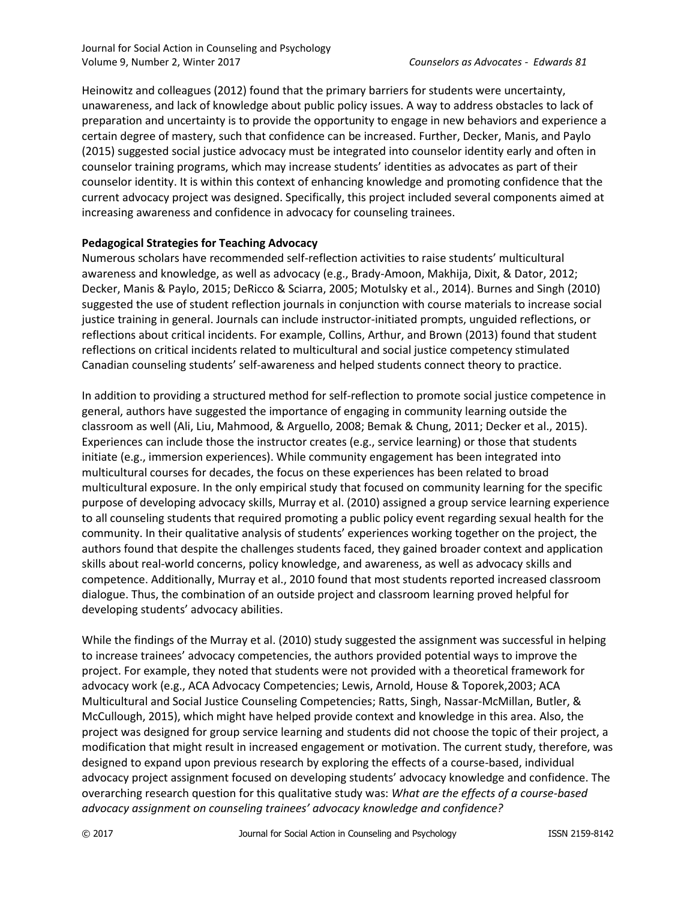Heinowitz and colleagues (2012) found that the primary barriers for students were uncertainty, unawareness, and lack of knowledge about public policy issues. A way to address obstacles to lack of preparation and uncertainty is to provide the opportunity to engage in new behaviors and experience a certain degree of mastery, such that confidence can be increased. Further, Decker, Manis, and Paylo (2015) suggested social justice advocacy must be integrated into counselor identity early and often in counselor training programs, which may increase students' identities as advocates as part of their counselor identity. It is within this context of enhancing knowledge and promoting confidence that the current advocacy project was designed. Specifically, this project included several components aimed at increasing awareness and confidence in advocacy for counseling trainees.

**Pedagogical Strategies for Teaching Advocacy**

Numerous scholars have recommended self-reflection activities to raise students' multicultural awareness and knowledge, as well as advocacy (e.g., Brady-Amoon, Makhija, Dixit, & Dator, 2012; Decker, Manis & Paylo, 2015; DeRicco & Sciarra, 2005; Motulsky et al., 2014). Burnes and Singh (2010) suggested the use of student reflection journals in conjunction with course materials to increase social justice training in general. Journals can include instructor-initiated prompts, unguided reflections, or reflections about critical incidents. For example, Collins, Arthur, and Brown (2013) found that student reflections on critical incidents related to multicultural and social justice competency stimulated Canadian counseling students' self-awareness and helped students connect theory to practice.

In addition to providing a structured method for self-reflection to promote social justice competence in general, authors have suggested the importance of engaging in community learning outside the classroom as well (Ali, Liu, Mahmood, & Arguello, 2008; Bemak & Chung, 2011; Decker et al., 2015). Experiences can include those the instructor creates (e.g., service learning) or those that students initiate (e.g., immersion experiences). While community engagement has been integrated into multicultural courses for decades, the focus on these experiences has been related to broad multicultural exposure. In the only empirical study that focused on community learning for the specific purpose of developing advocacy skills, Murray et al. (2010) assigned a group service learning experience to all counseling students that required promoting a public policy event regarding sexual health for the community. In their qualitative analysis of students' experiences working together on the project, the authors found that despite the challenges students faced, they gained broader context and application skills about real-world concerns, policy knowledge, and awareness, as well as advocacy skills and competence. Additionally, Murray et al., 2010 found that most students reported increased classroom dialogue. Thus, the combination of an outside project and classroom learning proved helpful for developing students' advocacy abilities.

While the findings of the Murray et al. (2010) study suggested the assignment was successful in helping to increase trainees' advocacy competencies, the authors provided potential ways to improve the project. For example, they noted that students were not provided with a theoretical framework for advocacy work (e.g., ACA Advocacy Competencies; Lewis, Arnold, House & Toporek,2003; ACA Multicultural and Social Justice Counseling Competencies; Ratts, Singh, Nassar-McMillan, Butler, & McCullough, 2015), which might have helped provide context and knowledge in this area. Also, the project was designed for group service learning and students did not choose the topic of their project, a modification that might result in increased engagement or motivation. The current study, therefore, was designed to expand upon previous research by exploring the effects of a course-based, individual advocacy project assignment focused on developing students' advocacy knowledge and confidence. The overarching research question for this qualitative study was: *What are the effects of a course-based advocacy assignment on counseling trainees' advocacy knowledge and confidence?*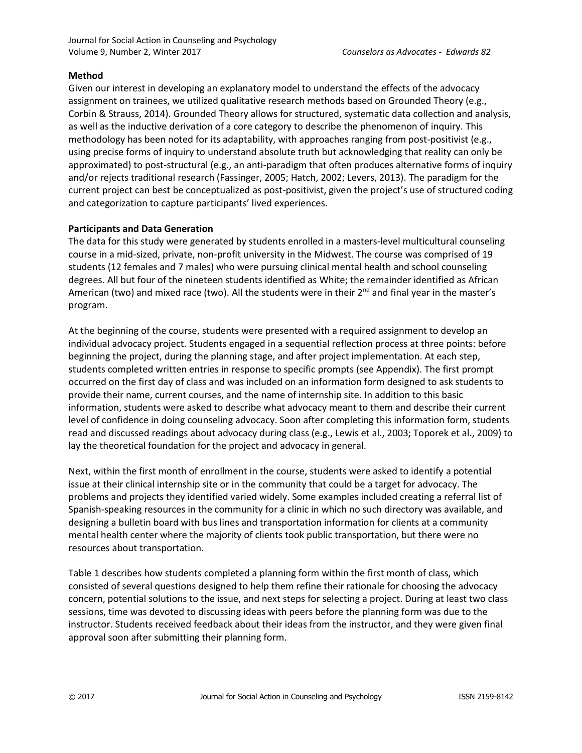**Method**

Given our interest in developing an explanatory model to understand the effects of the advocacy assignment on trainees, we utilized qualitative research methods based on Grounded Theory (e.g., Corbin & Strauss, 2014). Grounded Theory allows for structured, systematic data collection and analysis, as well as the inductive derivation of a core category to describe the phenomenon of inquiry. This methodology has been noted for its adaptability, with approaches ranging from post-positivist (e.g., using precise forms of inquiry to understand absolute truth but acknowledging that reality can only be approximated) to post-structural (e.g., an anti-paradigm that often produces alternative forms of inquiry and/or rejects traditional research (Fassinger, 2005; Hatch, 2002; Levers, 2013). The paradigm for the current project can best be conceptualized as post-positivist, given the project's use of structured coding and categorization to capture participants' lived experiences.

**Participants and Data Generation**

The data for this study were generated by students enrolled in a masters-level multicultural counseling course in a mid-sized, private, non-profit university in the Midwest. The course was comprised of 19 students (12 females and 7 males) who were pursuing clinical mental health and school counseling degrees. All but four of the nineteen students identified as White; the remainder identified as African American (two) and mixed race (two). All the students were in their 2nd and final year in the master's program.

At the beginning of the course, students were presented with a required assignment to develop an individual advocacy project. Students engaged in a sequential reflection process at three points: before beginning the project, during the planning stage, and after project implementation. At each step, students completed written entries in response to specific prompts (see Appendix). The first prompt occurred on the first day of class and was included on an information form designed to ask students to provide their name, current courses, and the name of internship site. In addition to this basic information, students were asked to describe what advocacy meant to them and describe their current level of confidence in doing counseling advocacy. Soon after completing this information form, students read and discussed readings about advocacy during class (e.g., Lewis et al., 2003; Toporek et al., 2009) to lay the theoretical foundation for the project and advocacy in general.

Next, within the first month of enrollment in the course, students were asked to identify a potential issue at their clinical internship site or in the community that could be a target for advocacy. The problems and projects they identified varied widely. Some examples included creating a referral list of Spanish-speaking resources in the community for a clinic in which no such directory was available, and designing a bulletin board with bus lines and transportation information for clients at a community mental health center where the majority of clients took public transportation, but there were no resources about transportation.

Table 1 describes how students completed a planning form within the first month of class, which consisted of several questions designed to help them refine their rationale for choosing the advocacy concern, potential solutions to the issue, and next steps for selecting a project. During at least two class sessions, time was devoted to discussing ideas with peers before the planning form was due to the instructor. Students received feedback about their ideas from the instructor, and they were given final approval soon after submitting their planning form.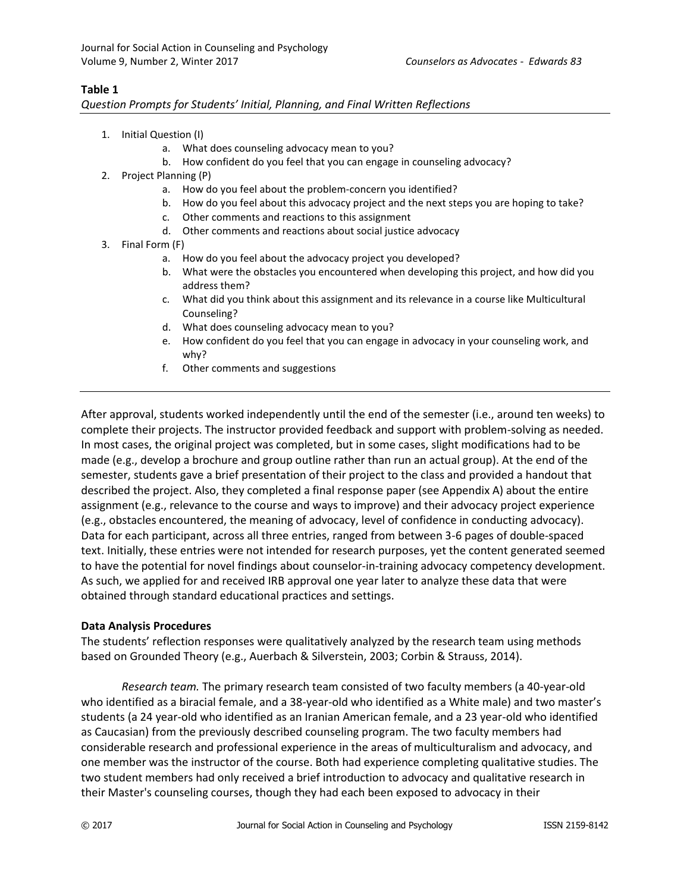**Table 1**

*Question Prompts for Students' Initial, Planning, and Final Written Reflections*

1. Initial Question (I)
   a. What does counseling advocacy mean to you?
   b. How confident do you feel that you can engage in counseling advocacy?
2. Project Planning (P)
   a. How do you feel about the problem-concern you identified?
   b. How do you feel about this advocacy project and the next steps you are hoping to take?
   c. Other comments and reactions to this assignment
   d. Other comments and reactions about social justice advocacy
3. Final Form (F)
   a. How do you feel about the advocacy project you developed?
   b. What were the obstacles you encountered when developing this project, and how did you address them?
   c. What did you think about this assignment and its relevance in a course like Multicultural Counseling?
   d. What does counseling advocacy mean to you?
   e. How confident do you feel that you can engage in advocacy in your counseling work, and why?
   f. Other comments and suggestions

After approval, students worked independently until the end of the semester (i.e., around ten weeks) to complete their projects. The instructor provided feedback and support with problem-solving as needed. In most cases, the original project was completed, but in some cases, slight modifications had to be made (e.g., develop a brochure and group outline rather than run an actual group). At the end of the semester, students gave a brief presentation of their project to the class and provided a handout that described the project. Also, they completed a final response paper (see Appendix A) about the entire assignment (e.g., relevance to the course and ways to improve) and their advocacy project experience (e.g., obstacles encountered, the meaning of advocacy, level of confidence in conducting advocacy). Data for each participant, across all three entries, ranged from between 3-6 pages of double-spaced text. Initially, these entries were not intended for research purposes, yet the content generated seemed to have the potential for novel findings about counselor-in-training advocacy competency development. As such, we applied for and received IRB approval one year later to analyze these data that were obtained through standard educational practices and settings.

**Data Analysis Procedures**

The students' reflection responses were qualitatively analyzed by the research team using methods based on Grounded Theory (e.g., Auerbach & Silverstein, 2003; Corbin & Strauss, 2014).

*Research team.* The primary research team consisted of two faculty members (a 40-year-old who identified as a biracial female, and a 38-year-old who identified as a White male) and two master's students (a 24 year-old who identified as an Iranian American female, and a 23 year-old who identified as Caucasian) from the previously described counseling program. The two faculty members had considerable research and professional experience in the areas of multiculturalism and advocacy, and one member was the instructor of the course. Both had experience completing qualitative studies. The two student members had only received a brief introduction to advocacy and qualitative research in their Master's counseling courses, though they had each been exposed to advocacy in their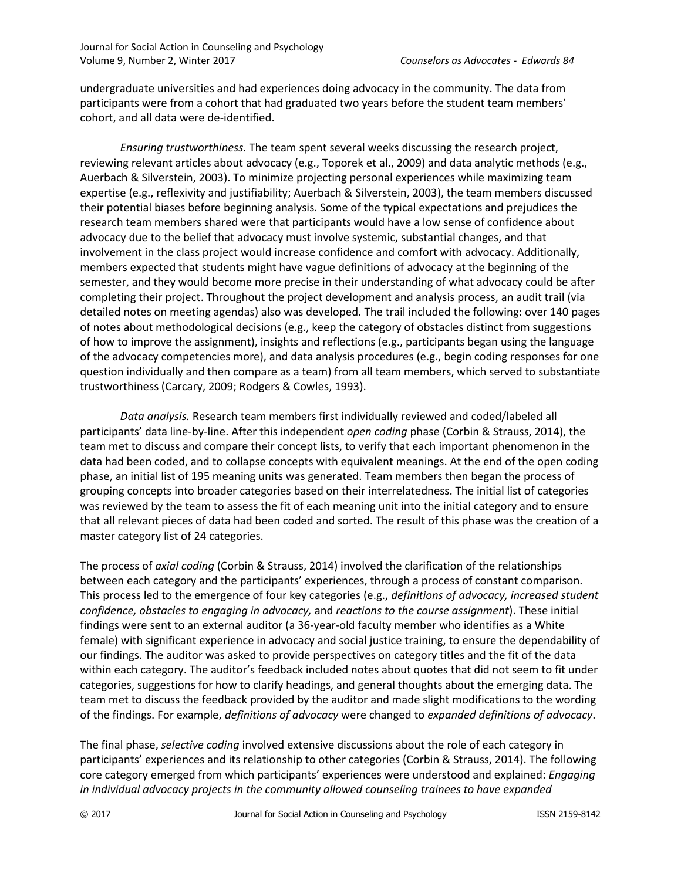undergraduate universities and had experiences doing advocacy in the community. The data from participants were from a cohort that had graduated two years before the student team members' cohort, and all data were de-identified.

*Ensuring trustworthiness.* The team spent several weeks discussing the research project, reviewing relevant articles about advocacy (e.g., Toporek et al., 2009) and data analytic methods (e.g., Auerbach & Silverstein, 2003). To minimize projecting personal experiences while maximizing team expertise (e.g., reflexivity and justifiability; Auerbach & Silverstein, 2003), the team members discussed their potential biases before beginning analysis. Some of the typical expectations and prejudices the research team members shared were that participants would have a low sense of confidence about advocacy due to the belief that advocacy must involve systemic, substantial changes, and that involvement in the class project would increase confidence and comfort with advocacy. Additionally, members expected that students might have vague definitions of advocacy at the beginning of the semester, and they would become more precise in their understanding of what advocacy could be after completing their project. Throughout the project development and analysis process, an audit trail (via detailed notes on meeting agendas) also was developed. The trail included the following: over 140 pages of notes about methodological decisions (e.g., keep the category of obstacles distinct from suggestions of how to improve the assignment), insights and reflections (e.g., participants began using the language of the advocacy competencies more), and data analysis procedures (e.g., begin coding responses for one question individually and then compare as a team) from all team members, which served to substantiate trustworthiness (Carcary, 2009; Rodgers & Cowles, 1993).

*Data analysis.* Research team members first individually reviewed and coded/labeled all participants' data line-by-line. After this independent *open coding* phase (Corbin & Strauss, 2014), the team met to discuss and compare their concept lists, to verify that each important phenomenon in the data had been coded, and to collapse concepts with equivalent meanings. At the end of the open coding phase, an initial list of 195 meaning units was generated. Team members then began the process of grouping concepts into broader categories based on their interrelatedness. The initial list of categories was reviewed by the team to assess the fit of each meaning unit into the initial category and to ensure that all relevant pieces of data had been coded and sorted. The result of this phase was the creation of a master category list of 24 categories.

The process of *axial coding* (Corbin & Strauss, 2014) involved the clarification of the relationships between each category and the participants' experiences, through a process of constant comparison. This process led to the emergence of four key categories (e.g., *definitions of advocacy, increased student confidence, obstacles to engaging in advocacy,* and *reactions to the course assignment*). These initial findings were sent to an external auditor (a 36-year-old faculty member who identifies as a White female) with significant experience in advocacy and social justice training, to ensure the dependability of our findings. The auditor was asked to provide perspectives on category titles and the fit of the data within each category. The auditor's feedback included notes about quotes that did not seem to fit under categories, suggestions for how to clarify headings, and general thoughts about the emerging data. The team met to discuss the feedback provided by the auditor and made slight modifications to the wording of the findings. For example, *definitions of advocacy* were changed to *expanded definitions of advocacy*.

The final phase, *selective coding* involved extensive discussions about the role of each category in participants' experiences and its relationship to other categories (Corbin & Strauss, 2014). The following core category emerged from which participants' experiences were understood and explained: *Engaging in individual advocacy projects in the community allowed counseling trainees to have expanded*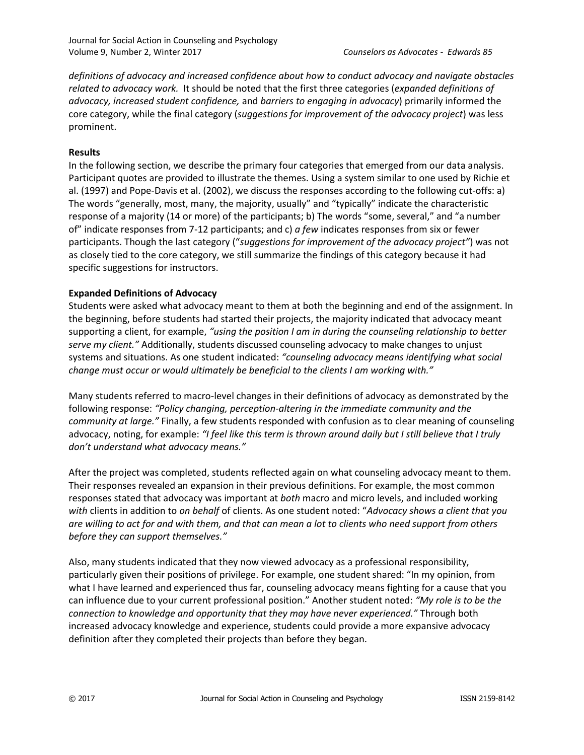*definitions of advocacy and increased confidence about how to conduct advocacy and navigate obstacles related to advocacy work.* It should be noted that the first three categories (*expanded definitions of advocacy, increased student confidence,* and *barriers to engaging in advocacy*) primarily informed the core category, while the final category (*suggestions for improvement of the advocacy project*) was less prominent.

**Results**

In the following section, we describe the primary four categories that emerged from our data analysis. Participant quotes are provided to illustrate the themes. Using a system similar to one used by Richie et al. (1997) and Pope-Davis et al. (2002), we discuss the responses according to the following cut-offs: a) The words "generally, most, many, the majority, usually" and "typically" indicate the characteristic response of a majority (14 or more) of the participants; b) The words "some, several," and "a number of" indicate responses from 7-12 participants; and c) *a few* indicates responses from six or fewer participants. Though the last category ("*suggestions for improvement of the advocacy project"*) was not as closely tied to the core category, we still summarize the findings of this category because it had specific suggestions for instructors.

**Expanded Definitions of Advocacy**

Students were asked what advocacy meant to them at both the beginning and end of the assignment. In the beginning, before students had started their projects, the majority indicated that advocacy meant supporting a client, for example, *"using the position I am in during the counseling relationship to better serve my client."* Additionally, students discussed counseling advocacy to make changes to unjust systems and situations. As one student indicated: *"counseling advocacy means identifying what social change must occur or would ultimately be beneficial to the clients I am working with."*

Many students referred to macro-level changes in their definitions of advocacy as demonstrated by the following response: *"Policy changing, perception-altering in the immediate community and the community at large."* Finally, a few students responded with confusion as to clear meaning of counseling advocacy, noting, for example: *"I feel like this term is thrown around daily but I still believe that I truly don't understand what advocacy means."*

After the project was completed, students reflected again on what counseling advocacy meant to them. Their responses revealed an expansion in their previous definitions. For example, the most common responses stated that advocacy was important at *both* macro and micro levels, and included working *with* clients in addition to *on behalf* of clients. As one student noted: "*Advocacy shows a client that you are willing to act for and with them, and that can mean a lot to clients who need support from others before they can support themselves."*

Also, many students indicated that they now viewed advocacy as a professional responsibility, particularly given their positions of privilege. For example, one student shared: "In my opinion, from what I have learned and experienced thus far, counseling advocacy means fighting for a cause that you can influence due to your current professional position." Another student noted: *"My role is to be the connection to knowledge and opportunity that they may have never experienced."* Through both increased advocacy knowledge and experience, students could provide a more expansive advocacy definition after they completed their projects than before they began.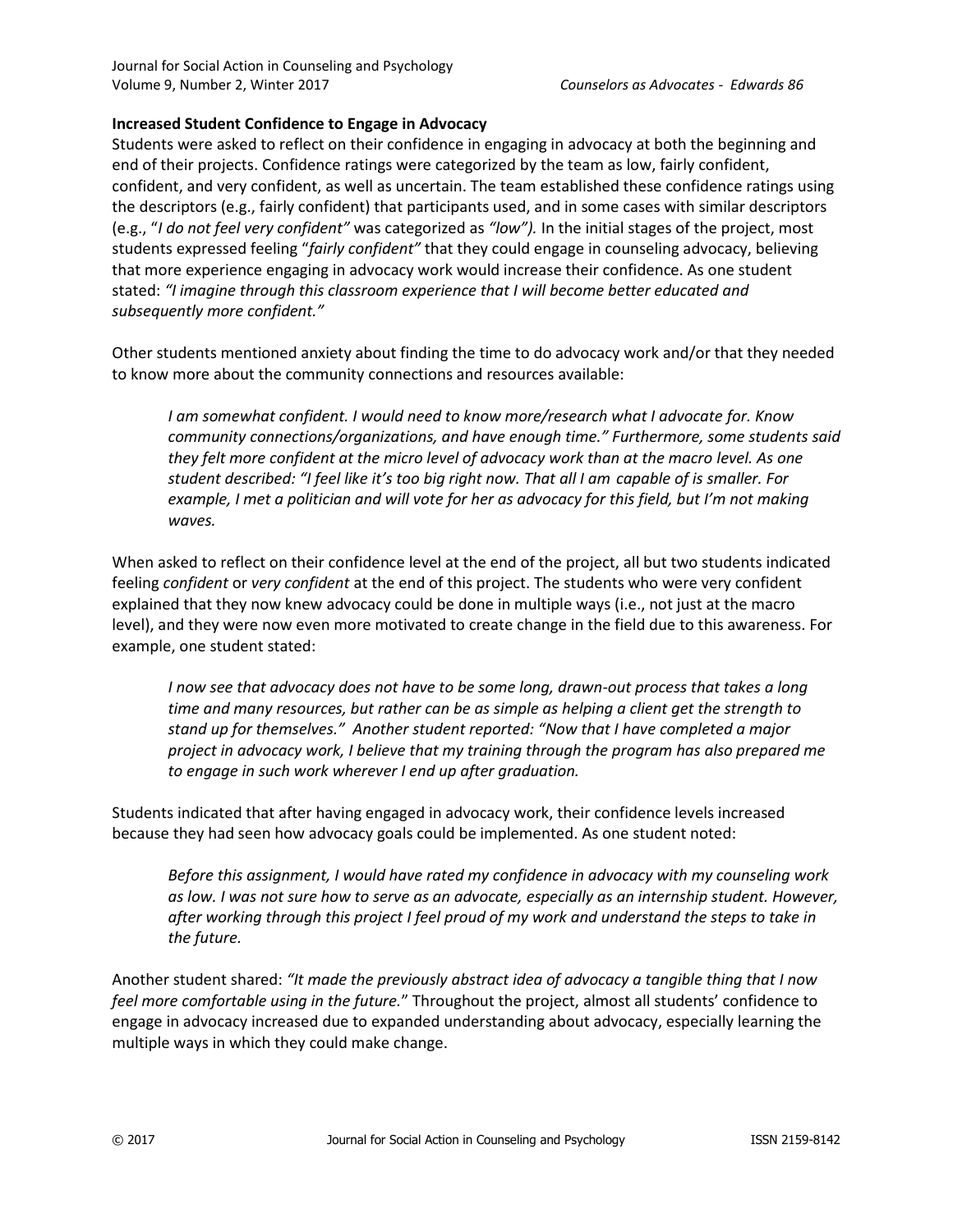**Increased Student Confidence to Engage in Advocacy**

Students were asked to reflect on their confidence in engaging in advocacy at both the beginning and end of their projects. Confidence ratings were categorized by the team as low, fairly confident, confident, and very confident, as well as uncertain. The team established these confidence ratings using the descriptors (e.g., fairly confident) that participants used, and in some cases with similar descriptors (e.g., "*I do not feel very confident"* was categorized as *"low").* In the initial stages of the project, most students expressed feeling "*fairly confident"* that they could engage in counseling advocacy, believing that more experience engaging in advocacy work would increase their confidence. As one student stated: *"I imagine through this classroom experience that I will become better educated and subsequently more confident."*

Other students mentioned anxiety about finding the time to do advocacy work and/or that they needed to know more about the community connections and resources available:

> *I am somewhat confident. I would need to know more/research what I advocate for. Know community connections/organizations, and have enough time." Furthermore, some students said they felt more confident at the micro level of advocacy work than at the macro level. As one student described: "I feel like it's too big right now. That all I am capable of is smaller. For example, I met a politician and will vote for her as advocacy for this field, but I'm not making waves.*

When asked to reflect on their confidence level at the end of the project, all but two students indicated feeling *confident* or *very confident* at the end of this project. The students who were very confident explained that they now knew advocacy could be done in multiple ways (i.e., not just at the macro level), and they were now even more motivated to create change in the field due to this awareness. For example, one student stated:

> *I now see that advocacy does not have to be some long, drawn-out process that takes a long time and many resources, but rather can be as simple as helping a client get the strength to stand up for themselves." Another student reported: "Now that I have completed a major project in advocacy work, I believe that my training through the program has also prepared me to engage in such work wherever I end up after graduation.*

Students indicated that after having engaged in advocacy work, their confidence levels increased because they had seen how advocacy goals could be implemented. As one student noted:

> *Before this assignment, I would have rated my confidence in advocacy with my counseling work as low. I was not sure how to serve as an advocate, especially as an internship student. However, after working through this project I feel proud of my work and understand the steps to take in the future.*

Another student shared: *"It made the previously abstract idea of advocacy a tangible thing that I now feel more comfortable using in the future.*" Throughout the project, almost all students' confidence to engage in advocacy increased due to expanded understanding about advocacy, especially learning the multiple ways in which they could make change.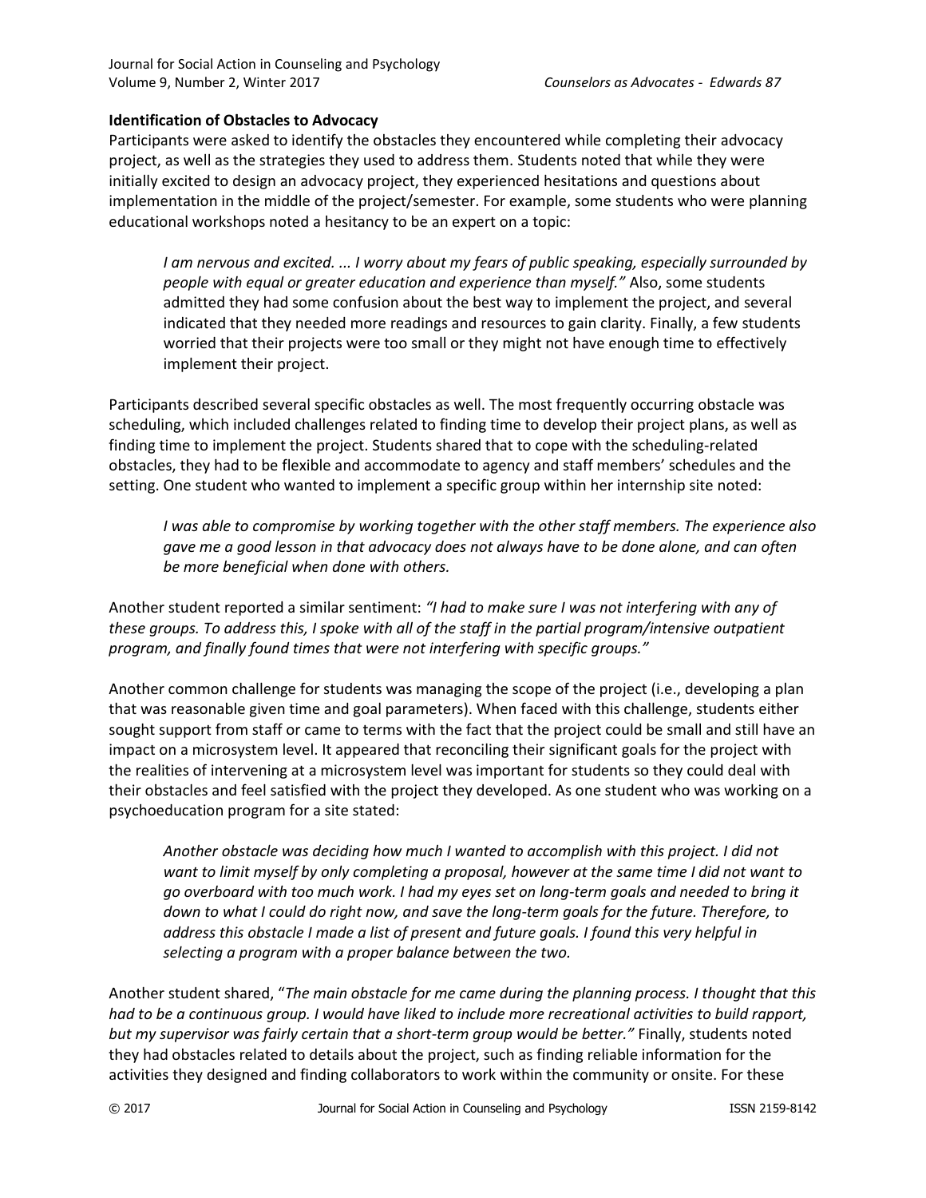**Identification of Obstacles to Advocacy**

Participants were asked to identify the obstacles they encountered while completing their advocacy project, as well as the strategies they used to address them. Students noted that while they were initially excited to design an advocacy project, they experienced hesitations and questions about implementation in the middle of the project/semester. For example, some students who were planning educational workshops noted a hesitancy to be an expert on a topic:

> *I am nervous and excited. ... I worry about my fears of public speaking, especially surrounded by people with equal or greater education and experience than myself."* Also, some students admitted they had some confusion about the best way to implement the project, and several indicated that they needed more readings and resources to gain clarity. Finally, a few students worried that their projects were too small or they might not have enough time to effectively implement their project.

Participants described several specific obstacles as well. The most frequently occurring obstacle was scheduling, which included challenges related to finding time to develop their project plans, as well as finding time to implement the project. Students shared that to cope with the scheduling-related obstacles, they had to be flexible and accommodate to agency and staff members' schedules and the setting. One student who wanted to implement a specific group within her internship site noted:

> *I was able to compromise by working together with the other staff members. The experience also gave me a good lesson in that advocacy does not always have to be done alone, and can often be more beneficial when done with others.*

Another student reported a similar sentiment: *"I had to make sure I was not interfering with any of these groups. To address this, I spoke with all of the staff in the partial program/intensive outpatient program, and finally found times that were not interfering with specific groups."*

Another common challenge for students was managing the scope of the project (i.e., developing a plan that was reasonable given time and goal parameters). When faced with this challenge, students either sought support from staff or came to terms with the fact that the project could be small and still have an impact on a microsystem level. It appeared that reconciling their significant goals for the project with the realities of intervening at a microsystem level was important for students so they could deal with their obstacles and feel satisfied with the project they developed. As one student who was working on a psychoeducation program for a site stated:

> *Another obstacle was deciding how much I wanted to accomplish with this project. I did not want to limit myself by only completing a proposal, however at the same time I did not want to go overboard with too much work. I had my eyes set on long-term goals and needed to bring it down to what I could do right now, and save the long-term goals for the future. Therefore, to address this obstacle I made a list of present and future goals. I found this very helpful in selecting a program with a proper balance between the two.*

Another student shared, "*The main obstacle for me came during the planning process. I thought that this had to be a continuous group. I would have liked to include more recreational activities to build rapport, but my supervisor was fairly certain that a short-term group would be better."* Finally, students noted they had obstacles related to details about the project, such as finding reliable information for the activities they designed and finding collaborators to work within the community or onsite. For these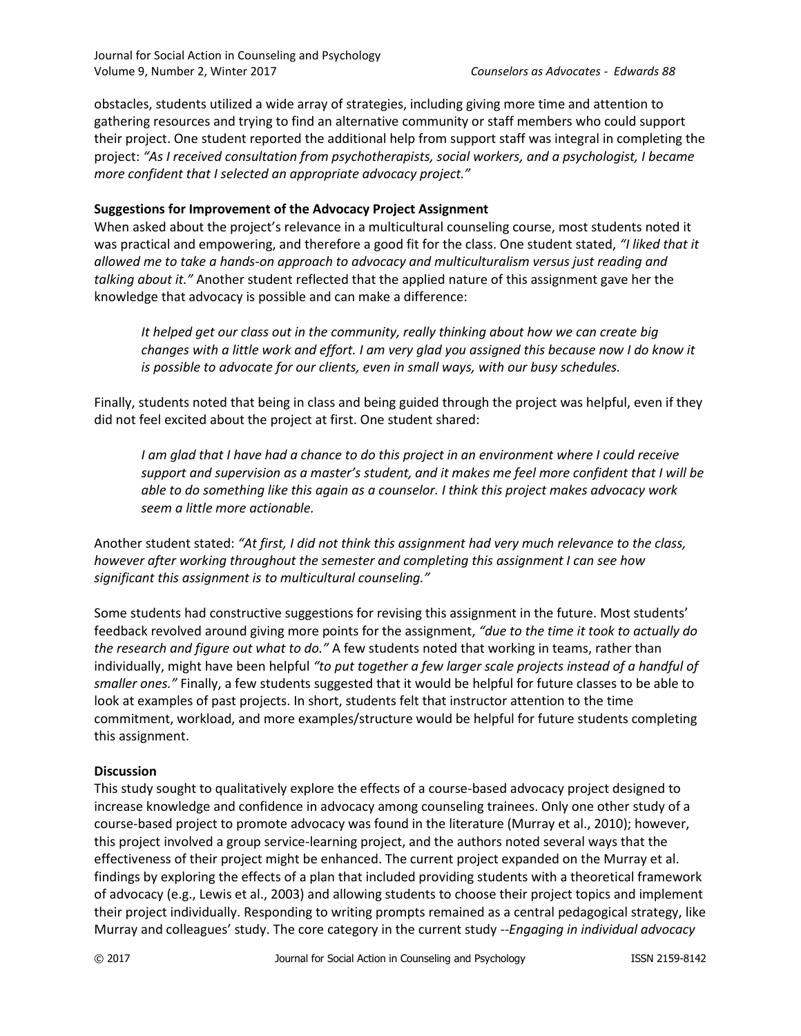obstacles, students utilized a wide array of strategies, including giving more time and attention to gathering resources and trying to find an alternative community or staff members who could support their project. One student reported the additional help from support staff was integral in completing the project: *"As I received consultation from psychotherapists, social workers, and a psychologist, I became more confident that I selected an appropriate advocacy project."*

**Suggestions for Improvement of the Advocacy Project Assignment**

When asked about the project's relevance in a multicultural counseling course, most students noted it was practical and empowering, and therefore a good fit for the class. One student stated, *"I liked that it allowed me to take a hands-on approach to advocacy and multiculturalism versus just reading and talking about it."* Another student reflected that the applied nature of this assignment gave her the knowledge that advocacy is possible and can make a difference:

> *It helped get our class out in the community, really thinking about how we can create big changes with a little work and effort. I am very glad you assigned this because now I do know it is possible to advocate for our clients, even in small ways, with our busy schedules.*

Finally, students noted that being in class and being guided through the project was helpful, even if they did not feel excited about the project at first. One student shared:

> *I am glad that I have had a chance to do this project in an environment where I could receive support and supervision as a master's student, and it makes me feel more confident that I will be able to do something like this again as a counselor. I think this project makes advocacy work seem a little more actionable.*

Another student stated: *"At first, I did not think this assignment had very much relevance to the class, however after working throughout the semester and completing this assignment I can see how significant this assignment is to multicultural counseling."*

Some students had constructive suggestions for revising this assignment in the future. Most students' feedback revolved around giving more points for the assignment, *"due to the time it took to actually do the research and figure out what to do."* A few students noted that working in teams, rather than individually, might have been helpful *"to put together a few larger scale projects instead of a handful of smaller ones."* Finally, a few students suggested that it would be helpful for future classes to be able to look at examples of past projects. In short, students felt that instructor attention to the time commitment, workload, and more examples/structure would be helpful for future students completing this assignment.

**Discussion**

This study sought to qualitatively explore the effects of a course-based advocacy project designed to increase knowledge and confidence in advocacy among counseling trainees. Only one other study of a course-based project to promote advocacy was found in the literature (Murray et al., 2010); however, this project involved a group service-learning project, and the authors noted several ways that the effectiveness of their project might be enhanced. The current project expanded on the Murray et al. findings by exploring the effects of a plan that included providing students with a theoretical framework of advocacy (e.g., Lewis et al., 2003) and allowing students to choose their project topics and implement their project individually. Responding to writing prompts remained as a central pedagogical strategy, like Murray and colleagues' study. The core category in the current study --*Engaging in individual advocacy*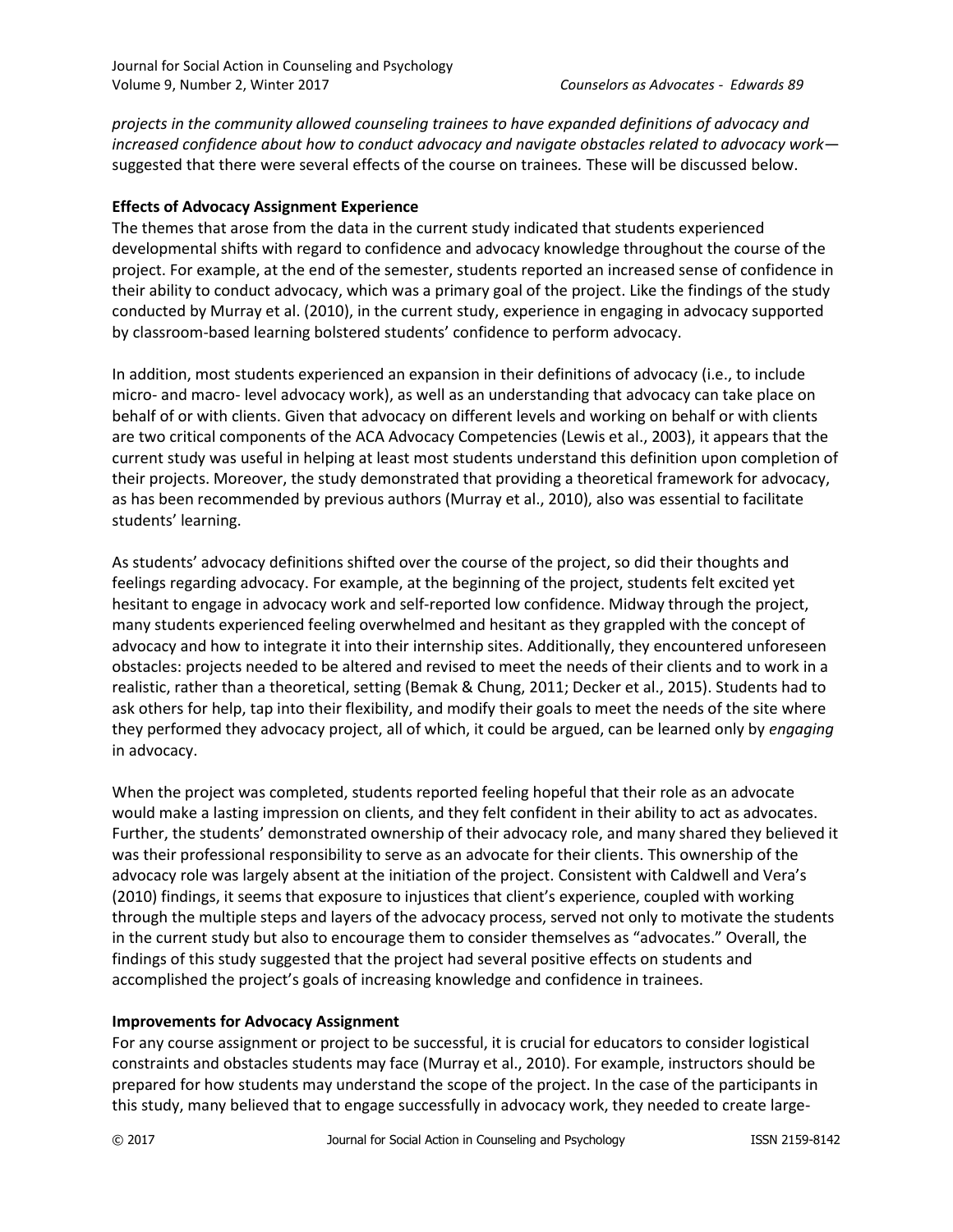*projects in the community allowed counseling trainees to have expanded definitions of advocacy and increased confidence about how to conduct advocacy and navigate obstacles related to advocacy work*—suggested that there were several effects of the course on trainees. These will be discussed below.

**Effects of Advocacy Assignment Experience**

The themes that arose from the data in the current study indicated that students experienced developmental shifts with regard to confidence and advocacy knowledge throughout the course of the project. For example, at the end of the semester, students reported an increased sense of confidence in their ability to conduct advocacy, which was a primary goal of the project. Like the findings of the study conducted by Murray et al. (2010), in the current study, experience in engaging in advocacy supported by classroom-based learning bolstered students' confidence to perform advocacy.

In addition, most students experienced an expansion in their definitions of advocacy (i.e., to include micro- and macro- level advocacy work), as well as an understanding that advocacy can take place on behalf of or with clients. Given that advocacy on different levels and working on behalf or with clients are two critical components of the ACA Advocacy Competencies (Lewis et al., 2003), it appears that the current study was useful in helping at least most students understand this definition upon completion of their projects. Moreover, the study demonstrated that providing a theoretical framework for advocacy, as has been recommended by previous authors (Murray et al., 2010), also was essential to facilitate students' learning.

As students' advocacy definitions shifted over the course of the project, so did their thoughts and feelings regarding advocacy. For example, at the beginning of the project, students felt excited yet hesitant to engage in advocacy work and self-reported low confidence. Midway through the project, many students experienced feeling overwhelmed and hesitant as they grappled with the concept of advocacy and how to integrate it into their internship sites. Additionally, they encountered unforeseen obstacles: projects needed to be altered and revised to meet the needs of their clients and to work in a realistic, rather than a theoretical, setting (Bemak & Chung, 2011; Decker et al., 2015). Students had to ask others for help, tap into their flexibility, and modify their goals to meet the needs of the site where they performed they advocacy project, all of which, it could be argued, can be learned only by *engaging* in advocacy.

When the project was completed, students reported feeling hopeful that their role as an advocate would make a lasting impression on clients, and they felt confident in their ability to act as advocates. Further, the students' demonstrated ownership of their advocacy role, and many shared they believed it was their professional responsibility to serve as an advocate for their clients. This ownership of the advocacy role was largely absent at the initiation of the project. Consistent with Caldwell and Vera's (2010) findings, it seems that exposure to injustices that client's experience, coupled with working through the multiple steps and layers of the advocacy process, served not only to motivate the students in the current study but also to encourage them to consider themselves as "advocates." Overall, the findings of this study suggested that the project had several positive effects on students and accomplished the project's goals of increasing knowledge and confidence in trainees.

**Improvements for Advocacy Assignment**

For any course assignment or project to be successful, it is crucial for educators to consider logistical constraints and obstacles students may face (Murray et al., 2010). For example, instructors should be prepared for how students may understand the scope of the project. In the case of the participants in this study, many believed that to engage successfully in advocacy work, they needed to create large-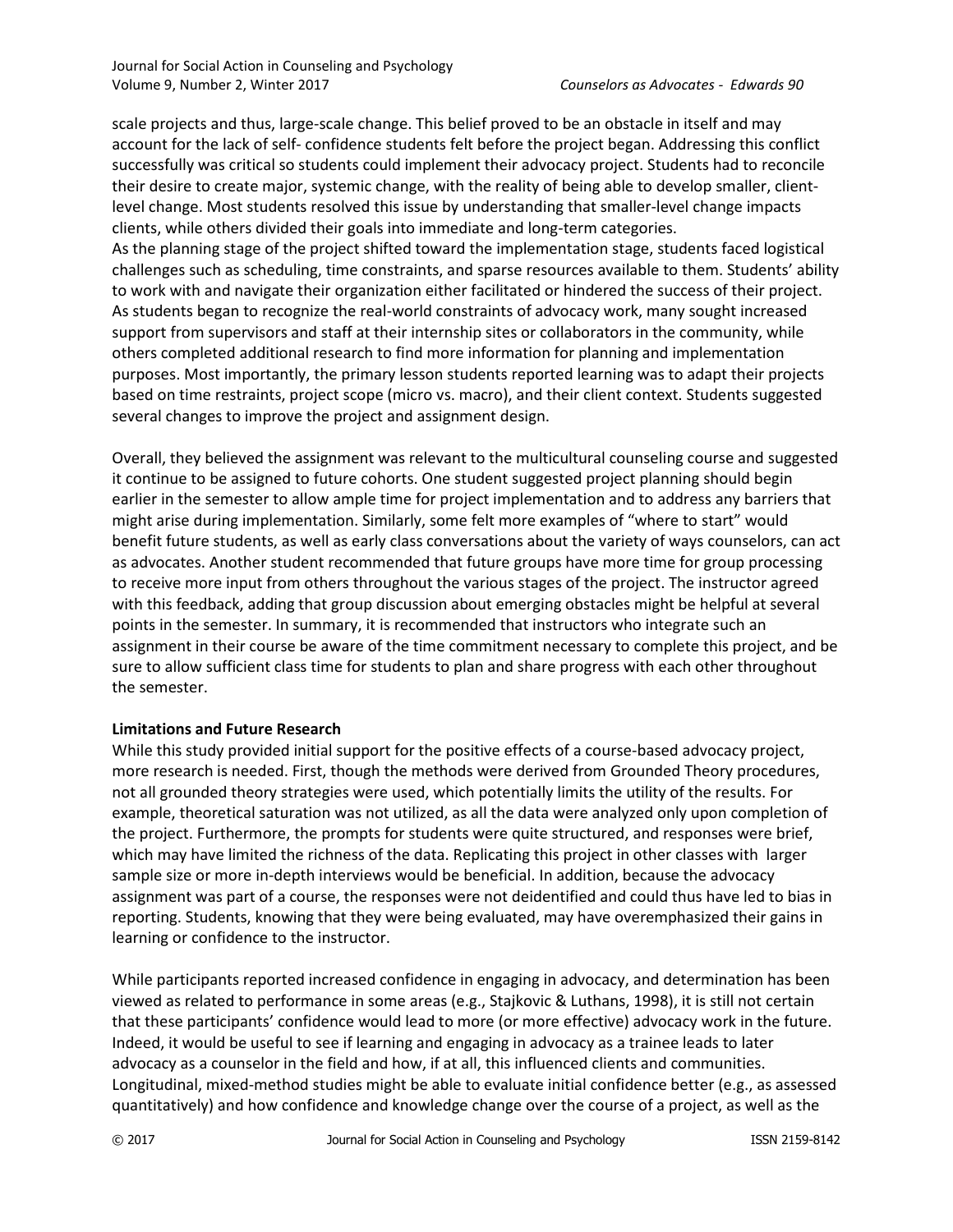scale projects and thus, large-scale change. This belief proved to be an obstacle in itself and may account for the lack of self- confidence students felt before the project began. Addressing this conflict successfully was critical so students could implement their advocacy project. Students had to reconcile their desire to create major, systemic change, with the reality of being able to develop smaller, client-level change. Most students resolved this issue by understanding that smaller-level change impacts clients, while others divided their goals into immediate and long-term categories.
As the planning stage of the project shifted toward the implementation stage, students faced logistical challenges such as scheduling, time constraints, and sparse resources available to them. Students' ability to work with and navigate their organization either facilitated or hindered the success of their project. As students began to recognize the real-world constraints of advocacy work, many sought increased support from supervisors and staff at their internship sites or collaborators in the community, while others completed additional research to find more information for planning and implementation purposes. Most importantly, the primary lesson students reported learning was to adapt their projects based on time restraints, project scope (micro vs. macro), and their client context. Students suggested several changes to improve the project and assignment design.

Overall, they believed the assignment was relevant to the multicultural counseling course and suggested it continue to be assigned to future cohorts. One student suggested project planning should begin earlier in the semester to allow ample time for project implementation and to address any barriers that might arise during implementation. Similarly, some felt more examples of "where to start" would benefit future students, as well as early class conversations about the variety of ways counselors, can act as advocates. Another student recommended that future groups have more time for group processing to receive more input from others throughout the various stages of the project. The instructor agreed with this feedback, adding that group discussion about emerging obstacles might be helpful at several points in the semester. In summary, it is recommended that instructors who integrate such an assignment in their course be aware of the time commitment necessary to complete this project, and be sure to allow sufficient class time for students to plan and share progress with each other throughout the semester.

**Limitations and Future Research**

While this study provided initial support for the positive effects of a course-based advocacy project, more research is needed. First, though the methods were derived from Grounded Theory procedures, not all grounded theory strategies were used, which potentially limits the utility of the results. For example, theoretical saturation was not utilized, as all the data were analyzed only upon completion of the project. Furthermore, the prompts for students were quite structured, and responses were brief, which may have limited the richness of the data. Replicating this project in other classes with larger sample size or more in-depth interviews would be beneficial. In addition, because the advocacy assignment was part of a course, the responses were not deidentified and could thus have led to bias in reporting. Students, knowing that they were being evaluated, may have overemphasized their gains in learning or confidence to the instructor.

While participants reported increased confidence in engaging in advocacy, and determination has been viewed as related to performance in some areas (e.g., Stajkovic & Luthans, 1998), it is still not certain that these participants' confidence would lead to more (or more effective) advocacy work in the future. Indeed, it would be useful to see if learning and engaging in advocacy as a trainee leads to later advocacy as a counselor in the field and how, if at all, this influenced clients and communities. Longitudinal, mixed-method studies might be able to evaluate initial confidence better (e.g., as assessed quantitatively) and how confidence and knowledge change over the course of a project, as well as the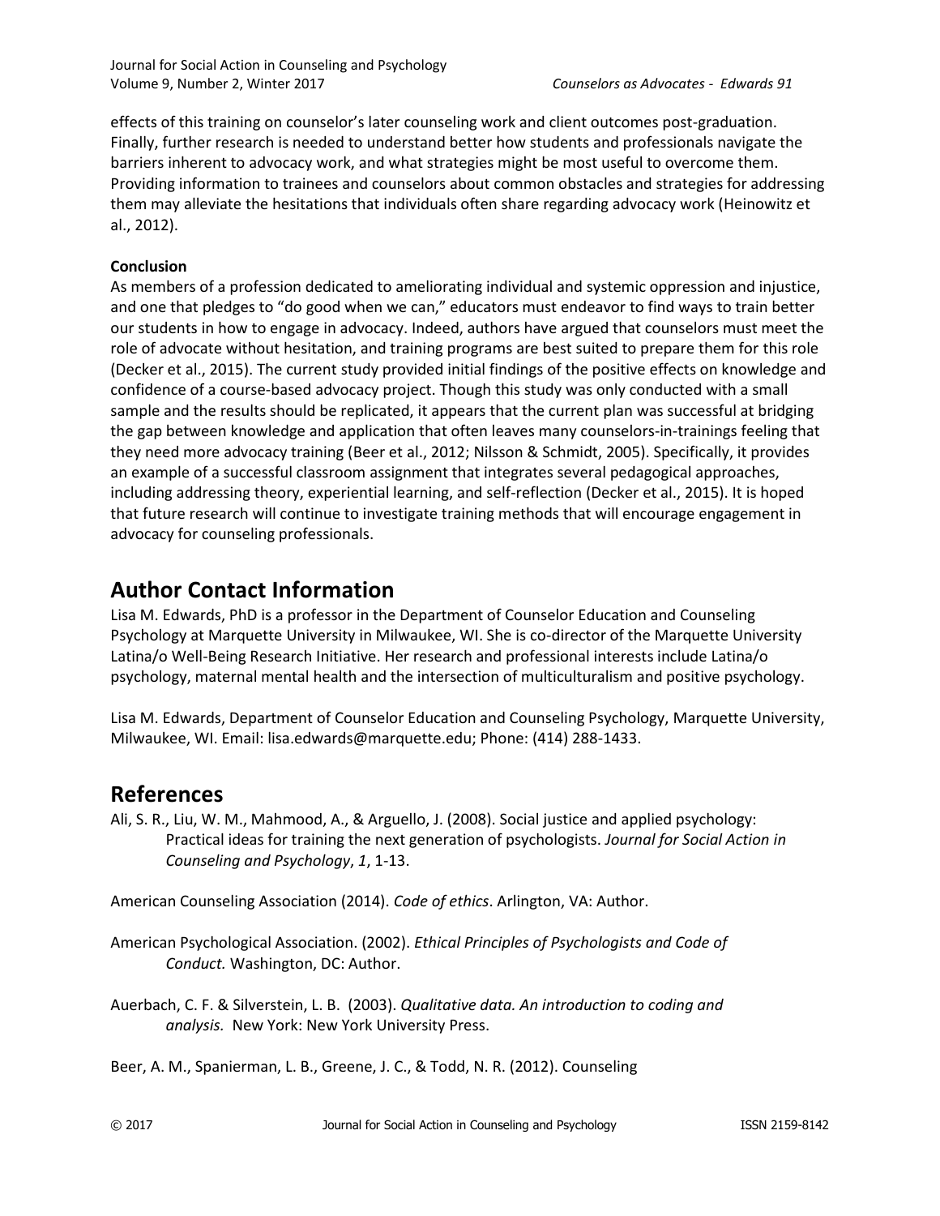effects of this training on counselor's later counseling work and client outcomes post-graduation. Finally, further research is needed to understand better how students and professionals navigate the barriers inherent to advocacy work, and what strategies might be most useful to overcome them. Providing information to trainees and counselors about common obstacles and strategies for addressing them may alleviate the hesitations that individuals often share regarding advocacy work (Heinowitz et al., 2012).

**Conclusion**

As members of a profession dedicated to ameliorating individual and systemic oppression and injustice, and one that pledges to "do good when we can," educators must endeavor to find ways to train better our students in how to engage in advocacy. Indeed, authors have argued that counselors must meet the role of advocate without hesitation, and training programs are best suited to prepare them for this role (Decker et al., 2015). The current study provided initial findings of the positive effects on knowledge and confidence of a course-based advocacy project. Though this study was only conducted with a small sample and the results should be replicated, it appears that the current plan was successful at bridging the gap between knowledge and application that often leaves many counselors-in-trainings feeling that they need more advocacy training (Beer et al., 2012; Nilsson & Schmidt, 2005). Specifically, it provides an example of a successful classroom assignment that integrates several pedagogical approaches, including addressing theory, experiential learning, and self-reflection (Decker et al., 2015). It is hoped that future research will continue to investigate training methods that will encourage engagement in advocacy for counseling professionals.

# Author Contact Information

Lisa M. Edwards, PhD is a professor in the Department of Counselor Education and Counseling Psychology at Marquette University in Milwaukee, WI. She is co-director of the Marquette University Latina/o Well-Being Research Initiative. Her research and professional interests include Latina/o psychology, maternal mental health and the intersection of multiculturalism and positive psychology.

Lisa M. Edwards, Department of Counselor Education and Counseling Psychology, Marquette University, Milwaukee, WI. Email: lisa.edwards@marquette.edu; Phone: (414) 288-1433.

# References

Ali, S. R., Liu, W. M., Mahmood, A., & Arguello, J. (2008). Social justice and applied psychology: Practical ideas for training the next generation of psychologists. *Journal for Social Action in Counseling and Psychology*, *1*, 1-13.

American Counseling Association (2014). *Code of ethics*. Arlington, VA: Author.

American Psychological Association. (2002). *Ethical Principles of Psychologists and Code of Conduct.* Washington, DC: Author.

Auerbach, C. F. & Silverstein, L. B. (2003). *Qualitative data. An introduction to coding and analysis.* New York: New York University Press.

Beer, A. M., Spanierman, L. B., Greene, J. C., & Todd, N. R. (2012). Counseling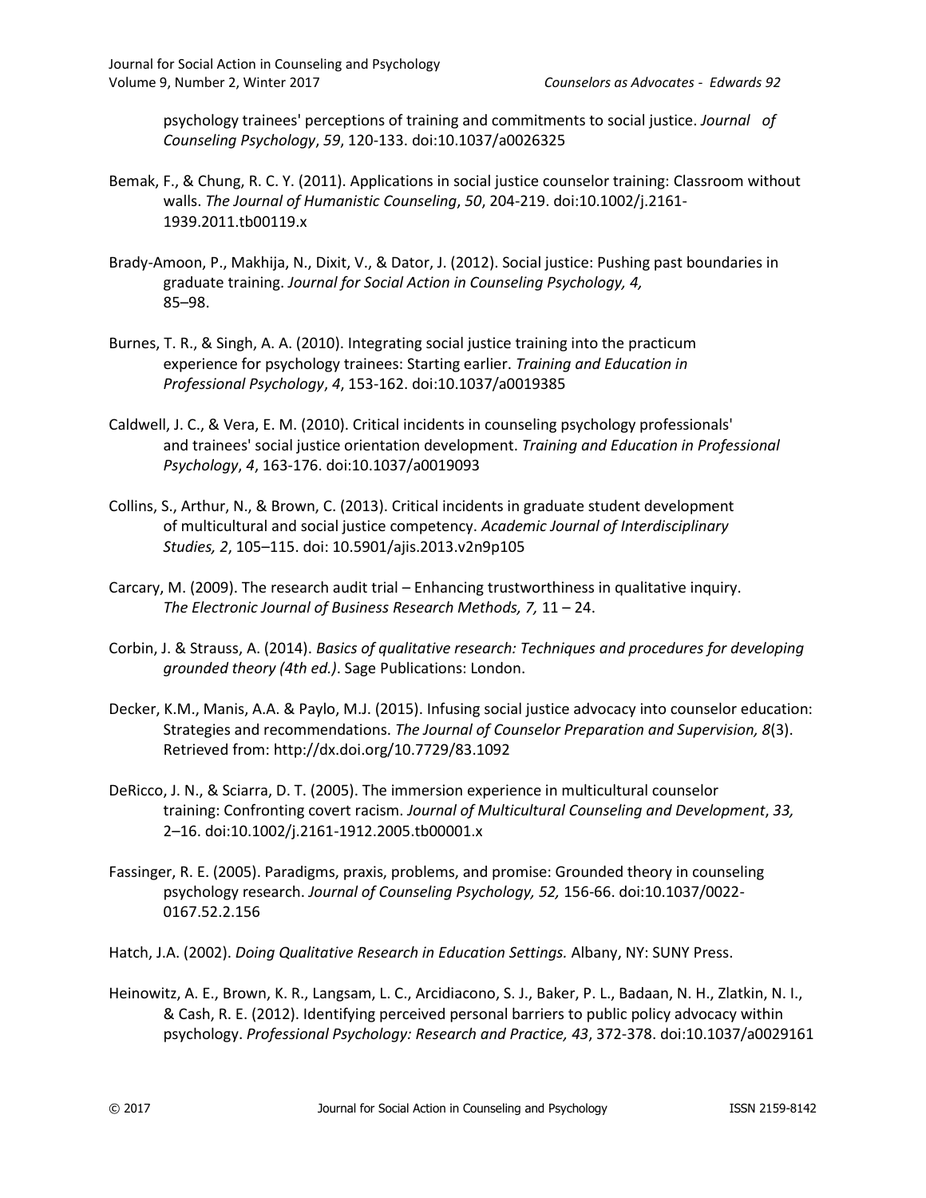psychology trainees' perceptions of training and commitments to social justice. *Journal of Counseling Psychology*, *59*, 120-133. doi:10.1037/a0026325

Bemak, F., & Chung, R. C. Y. (2011). Applications in social justice counselor training: Classroom without walls. *The Journal of Humanistic Counseling*, *50*, 204-219. doi:10.1002/j.2161-1939.2011.tb00119.x

Brady-Amoon, P., Makhija, N., Dixit, V., & Dator, J. (2012). Social justice: Pushing past boundaries in graduate training. *Journal for Social Action in Counseling Psychology, 4,* 85–98.

Burnes, T. R., & Singh, A. A. (2010). Integrating social justice training into the practicum experience for psychology trainees: Starting earlier. *Training and Education in Professional Psychology*, *4*, 153-162. doi:10.1037/a0019385

Caldwell, J. C., & Vera, E. M. (2010). Critical incidents in counseling psychology professionals' and trainees' social justice orientation development. *Training and Education in Professional Psychology*, *4*, 163-176. doi:10.1037/a0019093

Collins, S., Arthur, N., & Brown, C. (2013). Critical incidents in graduate student development of multicultural and social justice competency. *Academic Journal of Interdisciplinary Studies, 2*, 105–115. doi: 10.5901/ajis.2013.v2n9p105

Carcary, M. (2009). The research audit trial – Enhancing trustworthiness in qualitative inquiry. *The Electronic Journal of Business Research Methods, 7,* 11 – 24.

Corbin, J. & Strauss, A. (2014). *Basics of qualitative research: Techniques and procedures for developing grounded theory (4th ed.)*. Sage Publications: London.

Decker, K.M., Manis, A.A. & Paylo, M.J. (2015). Infusing social justice advocacy into counselor education: Strategies and recommendations. *The Journal of Counselor Preparation and Supervision, 8*(3). Retrieved from: http://dx.doi.org/10.7729/83.1092

DeRicco, J. N., & Sciarra, D. T. (2005). The immersion experience in multicultural counselor training: Confronting covert racism. *Journal of Multicultural Counseling and Development*, *33,* 2–16. doi:10.1002/j.2161-1912.2005.tb00001.x

Fassinger, R. E. (2005). Paradigms, praxis, problems, and promise: Grounded theory in counseling psychology research. *Journal of Counseling Psychology, 52,* 156-66. doi:10.1037/0022-0167.52.2.156

Hatch, J.A. (2002). *Doing Qualitative Research in Education Settings.* Albany, NY: SUNY Press.

Heinowitz, A. E., Brown, K. R., Langsam, L. C., Arcidiacono, S. J., Baker, P. L., Badaan, N. H., Zlatkin, N. I., & Cash, R. E. (2012). Identifying perceived personal barriers to public policy advocacy within psychology. *Professional Psychology: Research and Practice, 43*, 372-378. doi:10.1037/a0029161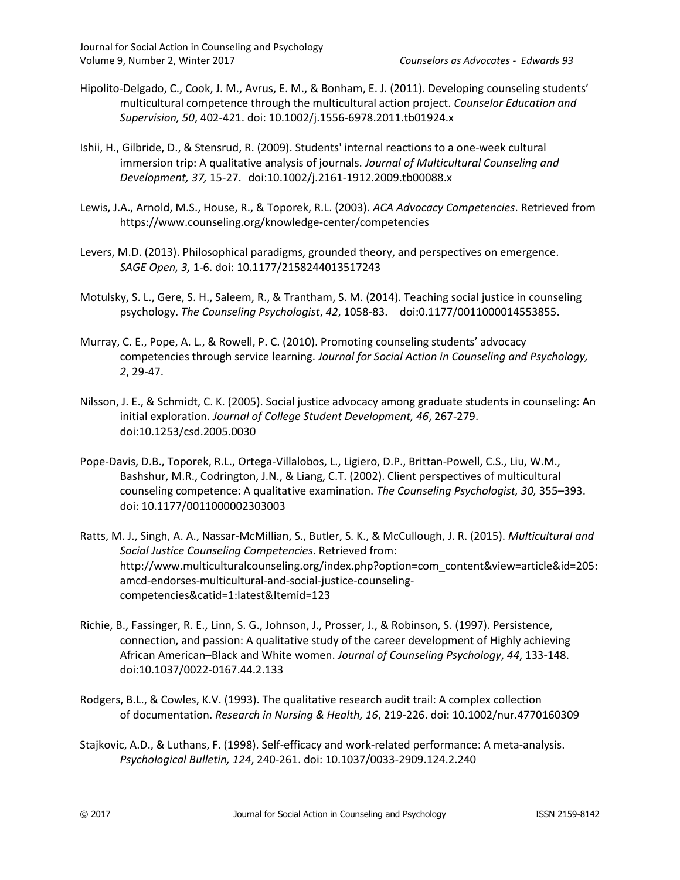Hipolito-Delgado, C., Cook, J. M., Avrus, E. M., & Bonham, E. J. (2011). Developing counseling students' multicultural competence through the multicultural action project. *Counselor Education and Supervision, 50*, 402-421. doi: 10.1002/j.1556-6978.2011.tb01924.x

Ishii, H., Gilbride, D., & Stensrud, R. (2009). Students' internal reactions to a one-week cultural immersion trip: A qualitative analysis of journals. *Journal of Multicultural Counseling and Development, 37,* 15-27. doi:10.1002/j.2161-1912.2009.tb00088.x

Lewis, J.A., Arnold, M.S., House, R., & Toporek, R.L. (2003). *ACA Advocacy Competencies*. Retrieved from https://www.counseling.org/knowledge-center/competencies

Levers, M.D. (2013). Philosophical paradigms, grounded theory, and perspectives on emergence. *SAGE Open, 3,* 1-6. doi: 10.1177/2158244013517243

Motulsky, S. L., Gere, S. H., Saleem, R., & Trantham, S. M. (2014). Teaching social justice in counseling psychology. *The Counseling Psychologist*, *42*, 1058-83. doi:0.1177/0011000014553855.

Murray, C. E., Pope, A. L., & Rowell, P. C. (2010). Promoting counseling students' advocacy competencies through service learning. *Journal for Social Action in Counseling and Psychology, 2*, 29-47.

Nilsson, J. E., & Schmidt, C. K. (2005). Social justice advocacy among graduate students in counseling: An initial exploration. *Journal of College Student Development, 46*, 267-279. doi:10.1253/csd.2005.0030

Pope-Davis, D.B., Toporek, R.L., Ortega-Villalobos, L., Ligiero, D.P., Brittan-Powell, C.S., Liu, W.M., Bashshur, M.R., Codrington, J.N., & Liang, C.T. (2002). Client perspectives of multicultural counseling competence: A qualitative examination. *The Counseling Psychologist, 30,* 355–393. doi: 10.1177/0011000002303003

Ratts, M. J., Singh, A. A., Nassar-McMillian, S., Butler, S. K., & McCullough, J. R. (2015). *Multicultural and Social Justice Counseling Competencies*. Retrieved from: http://www.multiculturalcounseling.org/index.php?option=com_content&view=article&id=205:amcd-endorses-multicultural-and-social-justice-counseling-competencies&catid=1:latest&Itemid=123

Richie, B., Fassinger, R. E., Linn, S. G., Johnson, J., Prosser, J., & Robinson, S. (1997). Persistence, connection, and passion: A qualitative study of the career development of Highly achieving African American–Black and White women. *Journal of Counseling Psychology*, *44*, 133-148. doi:10.1037/0022-0167.44.2.133

Rodgers, B.L., & Cowles, K.V. (1993). The qualitative research audit trail: A complex collection of documentation. *Research in Nursing & Health, 16*, 219-226. doi: 10.1002/nur.4770160309

Stajkovic, A.D., & Luthans, F. (1998). Self-efficacy and work-related performance: A meta-analysis. *Psychological Bulletin, 124*, 240-261. doi: 10.1037/0033-2909.124.2.240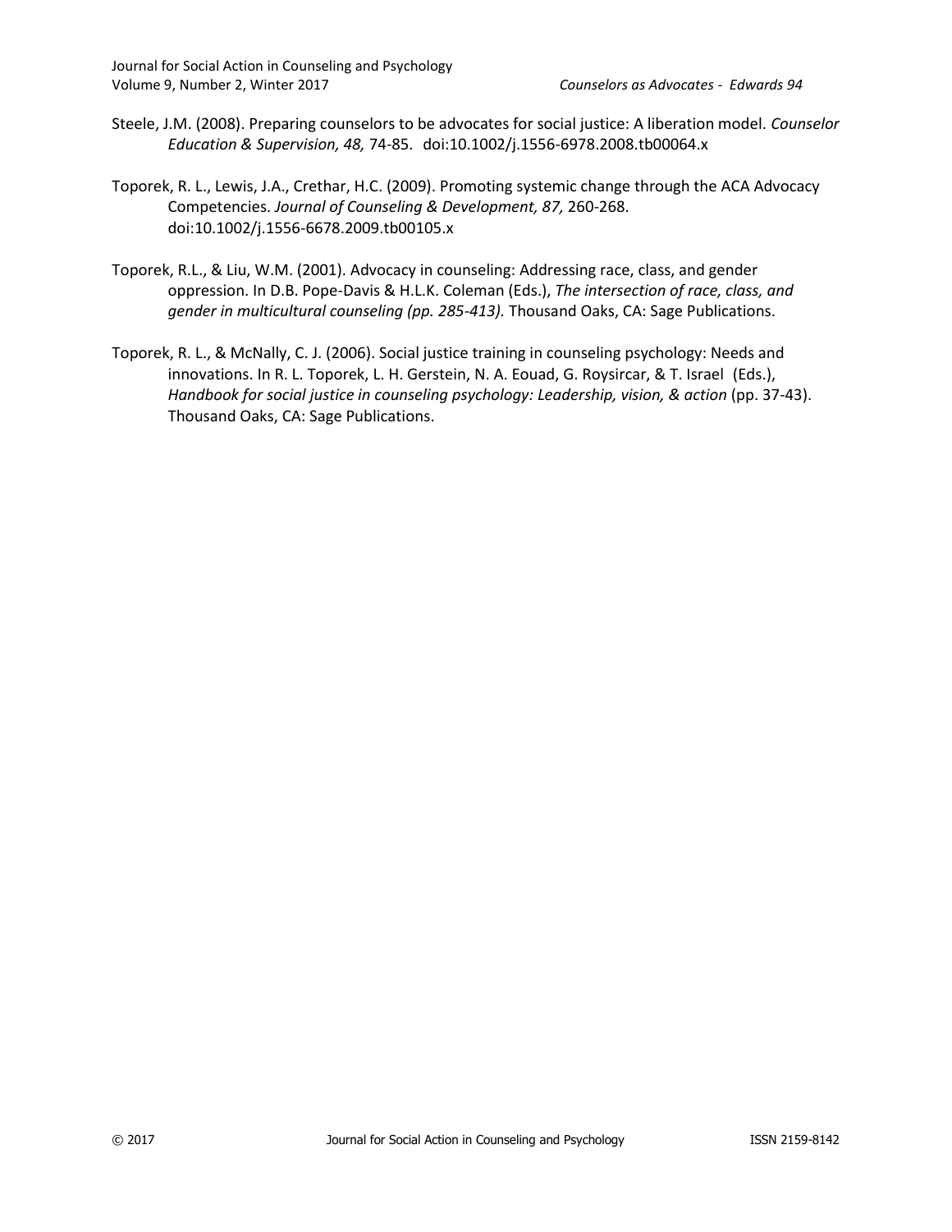Steele, J.M. (2008). Preparing counselors to be advocates for social justice: A liberation model. *Counselor Education & Supervision, 48,* 74-85. doi:10.1002/j.1556-6978.2008.tb00064.x

Toporek, R. L., Lewis, J.A., Crethar, H.C. (2009). Promoting systemic change through the ACA Advocacy Competencies. *Journal of Counseling & Development, 87,* 260-268. doi:10.1002/j.1556-6678.2009.tb00105.x

Toporek, R.L., & Liu, W.M. (2001). Advocacy in counseling: Addressing race, class, and gender oppression. In D.B. Pope-Davis & H.L.K. Coleman (Eds.), *The intersection of race, class, and gender in multicultural counseling (pp. 285-413).* Thousand Oaks, CA: Sage Publications.

Toporek, R. L., & McNally, C. J. (2006). Social justice training in counseling psychology: Needs and innovations. In R. L. Toporek, L. H. Gerstein, N. A. Eouad, G. Roysircar, & T. Israel (Eds.), *Handbook for social justice in counseling psychology: Leadership, vision, & action* (pp. 37-43). Thousand Oaks, CA: Sage Publications.